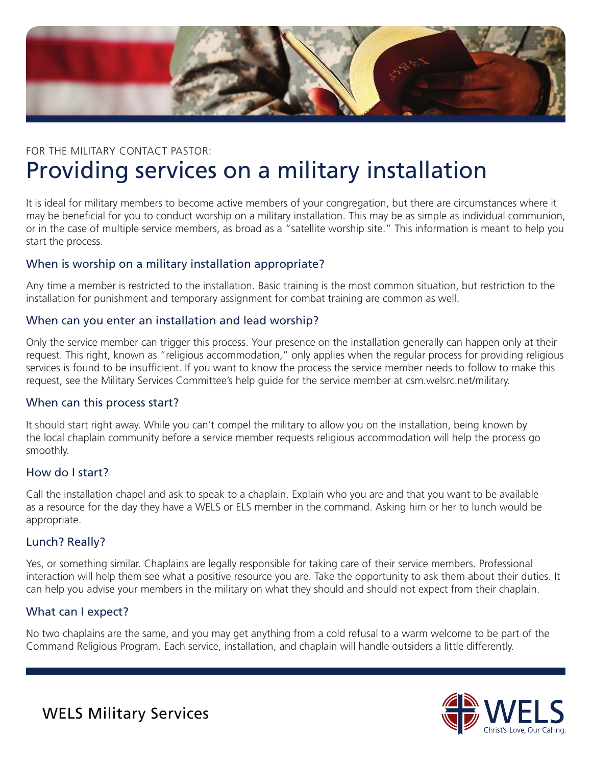FOR THE MILITARY CONTACT PASTOR:

# Providing services on a military installation

It is ideal for military members to become active members of your congregation, but there are circumstances where it may be beneficial for you to conduct worship on a military installation. This may be as simple as individual communion, or in the case of multiple service members, as broad as a "satellite worship site." This information is meant to help you start the process.

## When is worship on a military installation appropriate?

Any time a member is restricted to the installation. Basic training is the most common situation, but restriction to the installation for punishment and temporary assignment for combat training are common as well.

## When can you enter an installation and lead worship?

Only the service member can trigger this process. Your presence on the installation generally can happen only at their request. This right, known as "religious accommodation," only applies when the regular process for providing religious services is found to be insufficient. If you want to know the process the service member needs to follow to make this request, see the Military Services Committee's help guide for the service member at csm.welsrc.net/military.

## When can this process start?

It should start right away. While you can't compel the military to allow you on the installation, being known by the local chaplain community before a service member requests religious accommodation will help the process go smoothly.

## How do I start?

Call the installation chapel and ask to speak to a chaplain. Explain who you are and that you want to be available as a resource for the day they have a WELS or ELS member in the command. Asking him or her to lunch would be appropriate.

## Lunch? Really?

Yes, or something similar. Chaplains are legally responsible for taking care of their service members. Professional interaction will help them see what a positive resource you are. Take the opportunity to ask them about their duties. It can help you advise your members in the military on what they should and should not expect from their chaplain.

## What can I expect?

No two chaplains are the same, and you may get anything from a cold refusal to a warm welcome to be part of the Command Religious Program. Each service, installation, and chaplain will handle outsiders a little differently.

WELS Military Services

WELS
Christ's Love, Our Calling.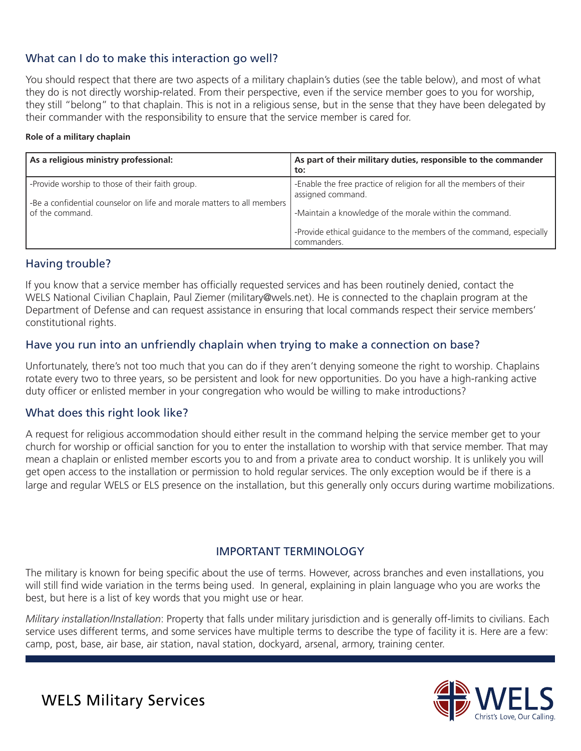## What can I do to make this interaction go well?

You should respect that there are two aspects of a military chaplain's duties (see the table below), and most of what they do is not directly worship-related. From their perspective, even if the service member goes to you for worship, they still "belong" to that chaplain. This is not in a religious sense, but in the sense that they have been delegated by their commander with the responsibility to ensure that the service member is cared for.

**Role of a military chaplain**

| As a religious ministry professional: | As part of their military duties, responsible to the commander to: |
|---|---|
| -Provide worship to those of their faith group.<br><br>-Be a confidential counselor on life and morale matters to all members of the command. | -Enable the free practice of religion for all the members of their assigned command.<br><br>-Maintain a knowledge of the morale within the command.<br><br>-Provide ethical guidance to the members of the command, especially commanders. |

## Having trouble?

If you know that a service member has officially requested services and has been routinely denied, contact the WELS National Civilian Chaplain, Paul Ziemer (military@wels.net). He is connected to the chaplain program at the Department of Defense and can request assistance in ensuring that local commands respect their service members' constitutional rights.

## Have you run into an unfriendly chaplain when trying to make a connection on base?

Unfortunately, there's not too much that you can do if they aren't denying someone the right to worship. Chaplains rotate every two to three years, so be persistent and look for new opportunities. Do you have a high-ranking active duty officer or enlisted member in your congregation who would be willing to make introductions?

## What does this right look like?

A request for religious accommodation should either result in the command helping the service member get to your church for worship or official sanction for you to enter the installation to worship with that service member. That may mean a chaplain or enlisted member escorts you to and from a private area to conduct worship. It is unlikely you will get open access to the installation or permission to hold regular services. The only exception would be if there is a large and regular WELS or ELS presence on the installation, but this generally only occurs during wartime mobilizations.

## IMPORTANT TERMINOLOGY

The military is known for being specific about the use of terms. However, across branches and even installations, you will still find wide variation in the terms being used. In general, explaining in plain language who you are works the best, but here is a list of key words that you might use or hear.

*Military installation/Installation*: Property that falls under military jurisdiction and is generally off-limits to civilians. Each service uses different terms, and some services have multiple terms to describe the type of facility it is. Here are a few: camp, post, base, air base, air station, naval station, dockyard, arsenal, armory, training center.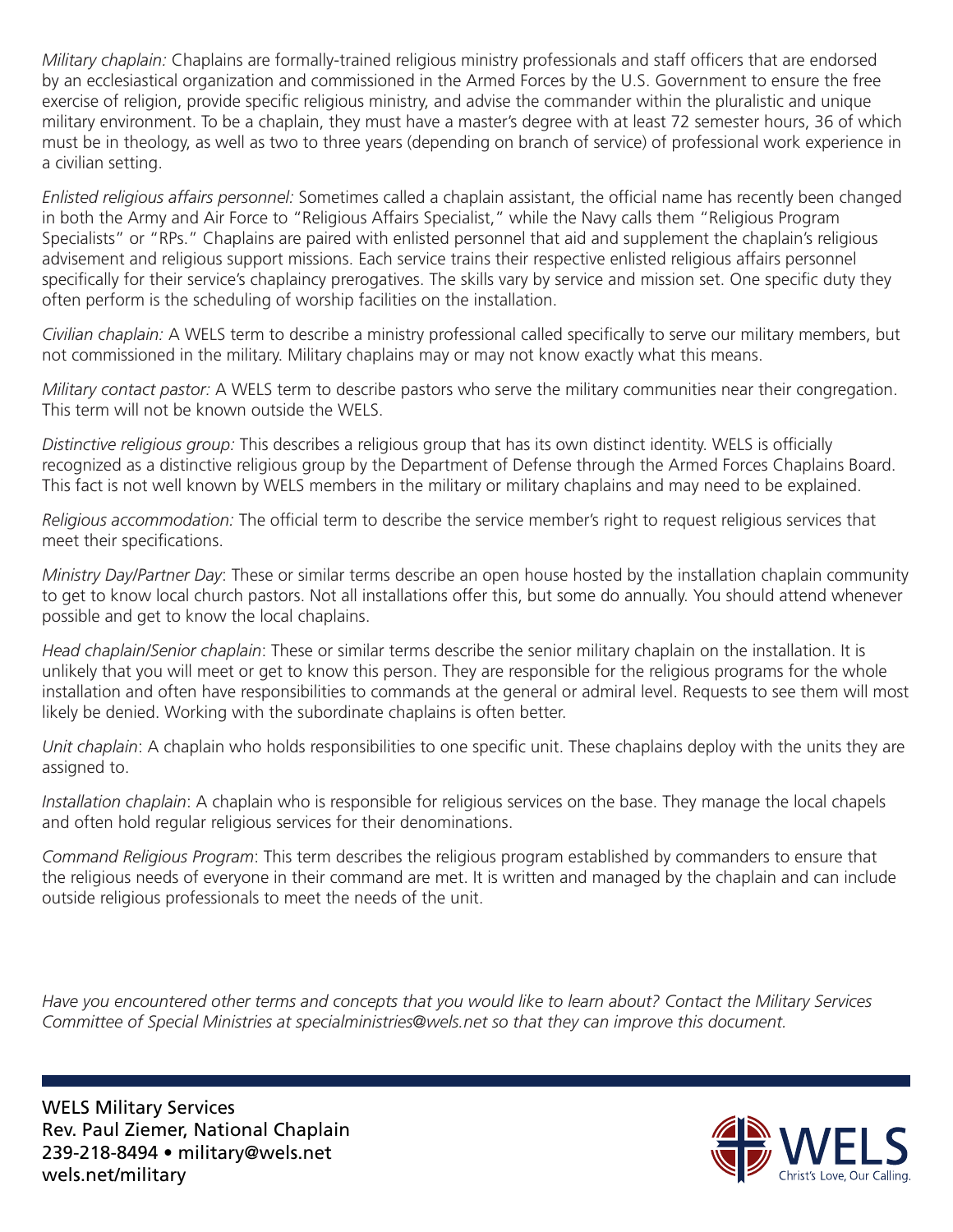*Military chaplain:* Chaplains are formally-trained religious ministry professionals and staff officers that are endorsed by an ecclesiastical organization and commissioned in the Armed Forces by the U.S. Government to ensure the free exercise of religion, provide specific religious ministry, and advise the commander within the pluralistic and unique military environment. To be a chaplain, they must have a master's degree with at least 72 semester hours, 36 of which must be in theology, as well as two to three years (depending on branch of service) of professional work experience in a civilian setting.

*Enlisted religious affairs personnel:* Sometimes called a chaplain assistant, the official name has recently been changed in both the Army and Air Force to "Religious Affairs Specialist," while the Navy calls them "Religious Program Specialists" or "RPs." Chaplains are paired with enlisted personnel that aid and supplement the chaplain's religious advisement and religious support missions. Each service trains their respective enlisted religious affairs personnel specifically for their service's chaplaincy prerogatives. The skills vary by service and mission set. One specific duty they often perform is the scheduling of worship facilities on the installation.

*Civilian chaplain:* A WELS term to describe a ministry professional called specifically to serve our military members, but not commissioned in the military. Military chaplains may or may not know exactly what this means.

*Military contact pastor:* A WELS term to describe pastors who serve the military communities near their congregation. This term will not be known outside the WELS.

*Distinctive religious group:* This describes a religious group that has its own distinct identity. WELS is officially recognized as a distinctive religious group by the Department of Defense through the Armed Forces Chaplains Board. This fact is not well known by WELS members in the military or military chaplains and may need to be explained.

*Religious accommodation:* The official term to describe the service member's right to request religious services that meet their specifications.

*Ministry Day/Partner Day*: These or similar terms describe an open house hosted by the installation chaplain community to get to know local church pastors. Not all installations offer this, but some do annually. You should attend whenever possible and get to know the local chaplains.

*Head chaplain/Senior chaplain*: These or similar terms describe the senior military chaplain on the installation. It is unlikely that you will meet or get to know this person. They are responsible for the religious programs for the whole installation and often have responsibilities to commands at the general or admiral level. Requests to see them will most likely be denied. Working with the subordinate chaplains is often better.

*Unit chaplain*: A chaplain who holds responsibilities to one specific unit. These chaplains deploy with the units they are assigned to.

*Installation chaplain*: A chaplain who is responsible for religious services on the base. They manage the local chapels and often hold regular religious services for their denominations.

*Command Religious Program*: This term describes the religious program established by commanders to ensure that the religious needs of everyone in their command are met. It is written and managed by the chaplain and can include outside religious professionals to meet the needs of the unit.

*Have you encountered other terms and concepts that you would like to learn about? Contact the Military Services Committee of Special Ministries at specialministries@wels.net so that they can improve this document.*

WELS Military Services
Rev. Paul Ziemer, National Chaplain
239-218-8494 • military@wels.net
wels.net/military

WELS
Christ's Love, Our Calling.